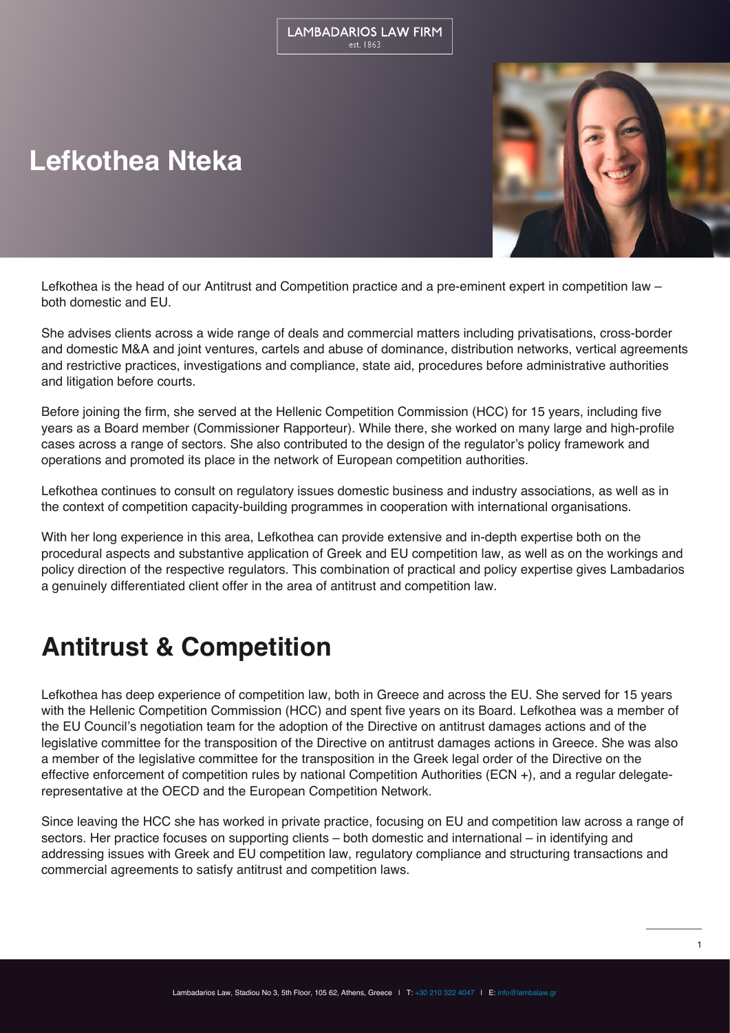LAMBADARIOS LAW FIRM
est. 1863

# Lefkothea Nteka

Lefkothea is the head of our Antitrust and Competition practice and a pre-eminent expert in competition law – both domestic and EU.

She advises clients across a wide range of deals and commercial matters including privatisations, cross-border and domestic M&A and joint ventures, cartels and abuse of dominance, distribution networks, vertical agreements and restrictive practices, investigations and compliance, state aid, procedures before administrative authorities and litigation before courts.

Before joining the firm, she served at the Hellenic Competition Commission (HCC) for 15 years, including five years as a Board member (Commissioner Rapporteur). While there, she worked on many large and high-profile cases across a range of sectors. She also contributed to the design of the regulator's policy framework and operations and promoted its place in the network of European competition authorities.

Lefkothea continues to consult on regulatory issues domestic business and industry associations, as well as in the context of competition capacity-building programmes in cooperation with international organisations.

With her long experience in this area, Lefkothea can provide extensive and in-depth expertise both on the procedural aspects and substantive application of Greek and EU competition law, as well as on the workings and policy direction of the respective regulators. This combination of practical and policy expertise gives Lambadarios a genuinely differentiated client offer in the area of antitrust and competition law.

# Antitrust & Competition

Lefkothea has deep experience of competition law, both in Greece and across the EU. She served for 15 years with the Hellenic Competition Commission (HCC) and spent five years on its Board. Lefkothea was a member of the EU Council's negotiation team for the adoption of the Directive on antitrust damages actions and of the legislative committee for the transposition of the Directive on antitrust damages actions in Greece. She was also a member of the legislative committee for the transposition in the Greek legal order of the Directive on the effective enforcement of competition rules by national Competition Authorities (ECN +), and a regular delegate-representative at the OECD and the European Competition Network.

Since leaving the HCC she has worked in private practice, focusing on EU and competition law across a range of sectors. Her practice focuses on supporting clients – both domestic and international – in identifying and addressing issues with Greek and EU competition law, regulatory compliance and structuring transactions and commercial agreements to satisfy antitrust and competition laws.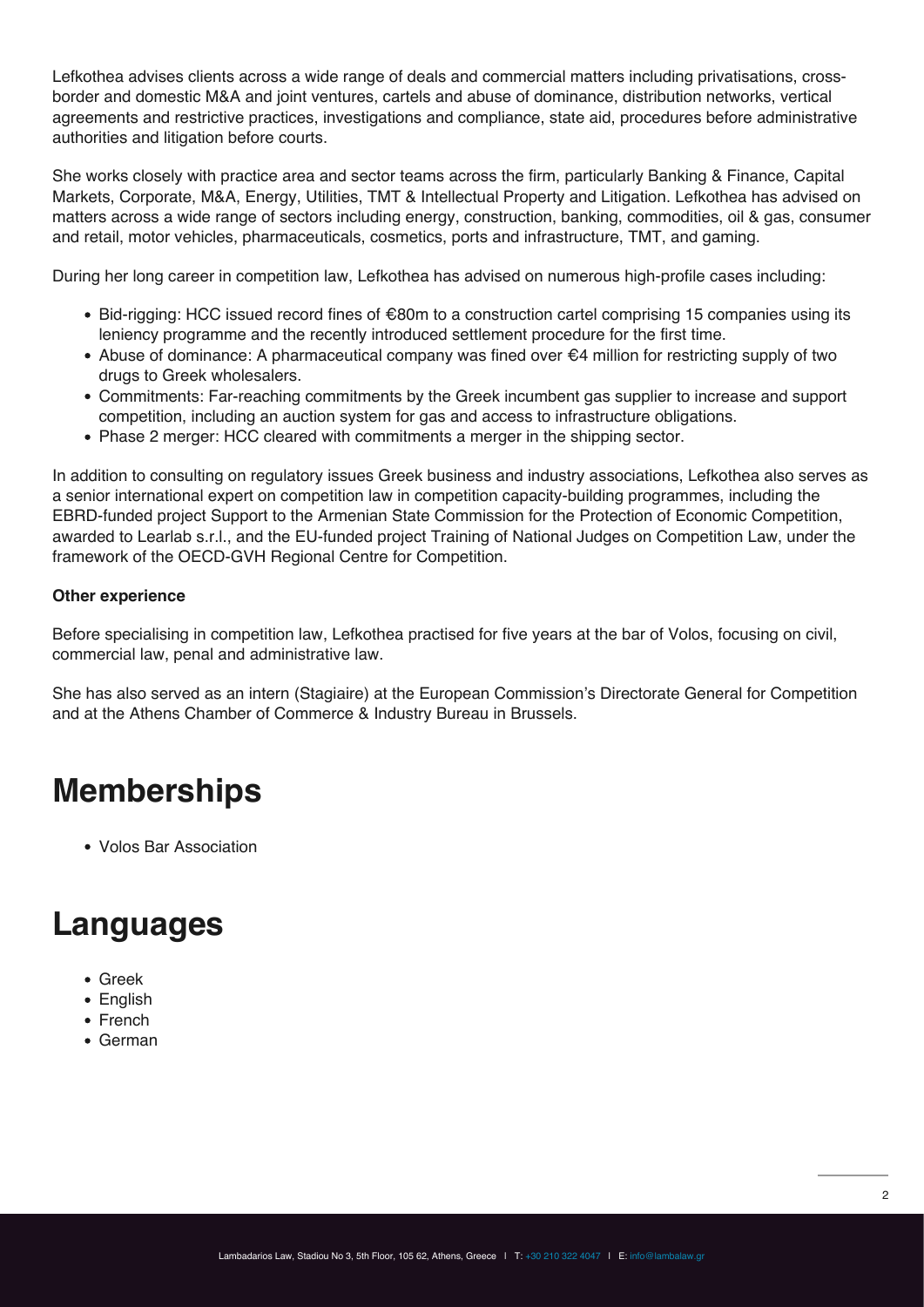Lefkothea advises clients across a wide range of deals and commercial matters including privatisations, cross-border and domestic M&A and joint ventures, cartels and abuse of dominance, distribution networks, vertical agreements and restrictive practices, investigations and compliance, state aid, procedures before administrative authorities and litigation before courts.

She works closely with practice area and sector teams across the firm, particularly Banking & Finance, Capital Markets, Corporate, M&A, Energy, Utilities, TMT & Intellectual Property and Litigation. Lefkothea has advised on matters across a wide range of sectors including energy, construction, banking, commodities, oil & gas, consumer and retail, motor vehicles, pharmaceuticals, cosmetics, ports and infrastructure, TMT, and gaming.

During her long career in competition law, Lefkothea has advised on numerous high-profile cases including:

- Bid-rigging: HCC issued record fines of €80m to a construction cartel comprising 15 companies using its leniency programme and the recently introduced settlement procedure for the first time.
- Abuse of dominance: A pharmaceutical company was fined over €4 million for restricting supply of two drugs to Greek wholesalers.
- Commitments: Far-reaching commitments by the Greek incumbent gas supplier to increase and support competition, including an auction system for gas and access to infrastructure obligations.
- Phase 2 merger: HCC cleared with commitments a merger in the shipping sector.

In addition to consulting on regulatory issues Greek business and industry associations, Lefkothea also serves as a senior international expert on competition law in competition capacity-building programmes, including the EBRD-funded project Support to the Armenian State Commission for the Protection of Economic Competition, awarded to Learlab s.r.l., and the EU-funded project Training of National Judges on Competition Law, under the framework of the OECD-GVH Regional Centre for Competition.

**Other experience**

Before specialising in competition law, Lefkothea practised for five years at the bar of Volos, focusing on civil, commercial law, penal and administrative law.

She has also served as an intern (Stagiaire) at the European Commission's Directorate General for Competition and at the Athens Chamber of Commerce & Industry Bureau in Brussels.

# Memberships

- Volos Bar Association

# Languages

- Greek
- English
- French
- German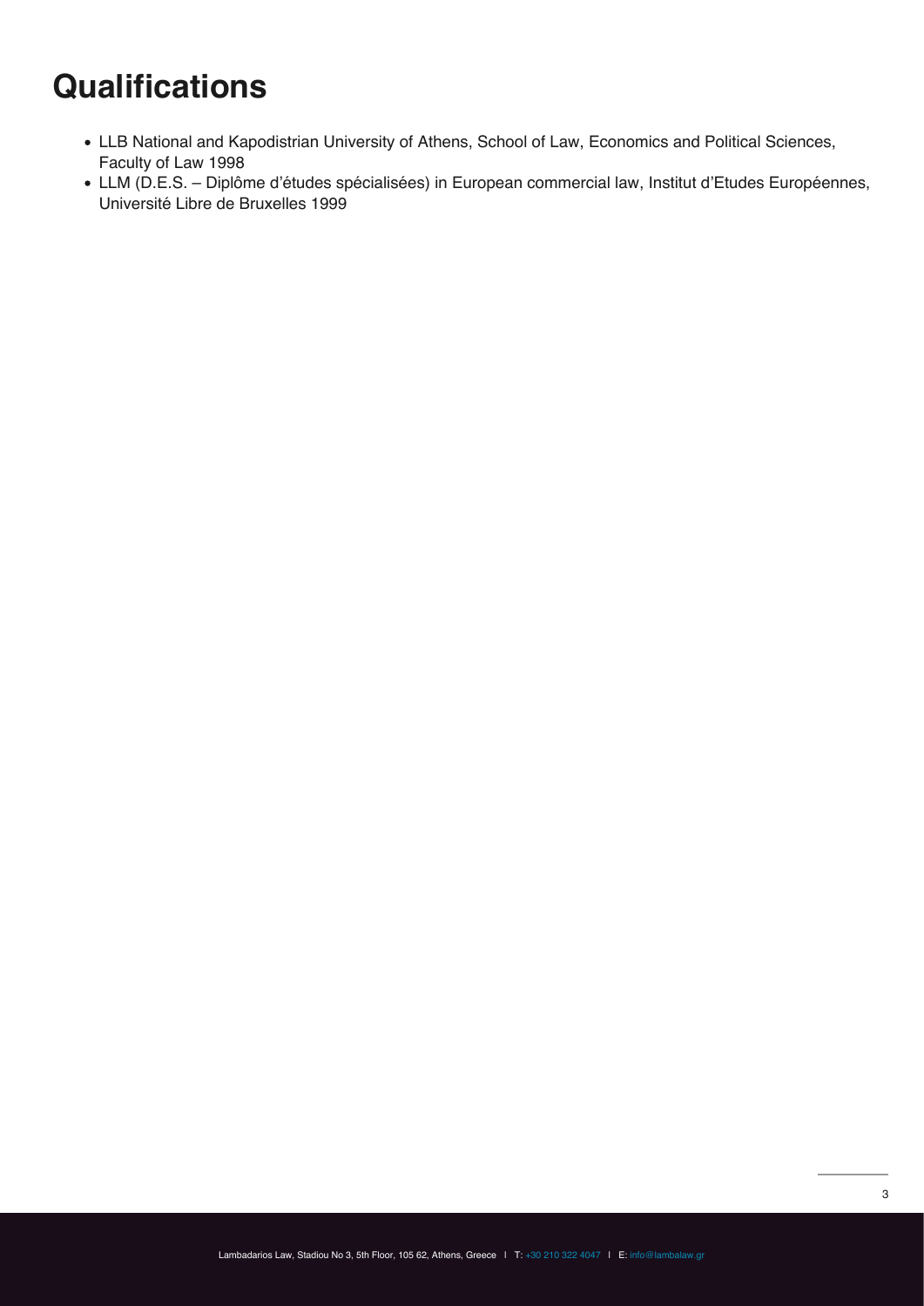# Qualifications

- LLB National and Kapodistrian University of Athens, School of Law, Economics and Political Sciences, Faculty of Law 1998
- LLM (D.E.S. – Diplôme d'études spécialisées) in European commercial law, Institut d'Etudes Européennes, Université Libre de Bruxelles 1999